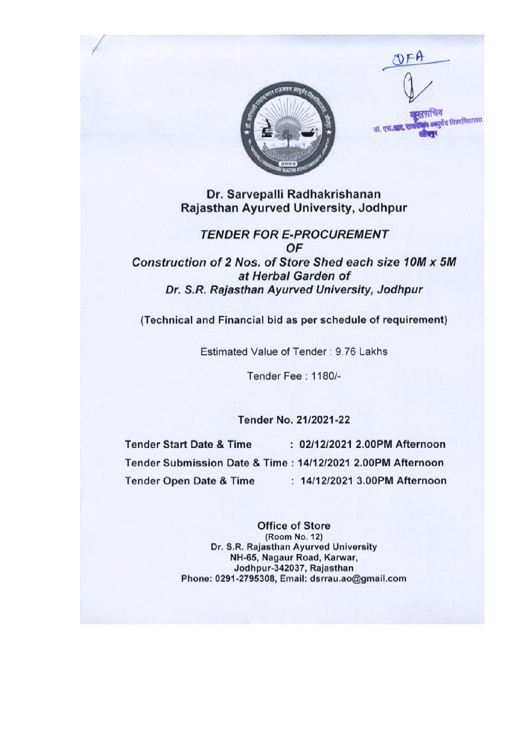DFA

कुलसचिव
डॉ. एस.आर. राजस्थान आयुर्वेद विश्वविद्यालय
जोधपुर

# Dr. Sarvepalli Radhakrishanan Rajasthan Ayurved University, Jodhpur

## *TENDER FOR E-PROCUREMENT OF*

## *Construction of 2 Nos. of Store Shed each size 10M x 5M at Herbal Garden of Dr. S.R. Rajasthan Ayurved University, Jodhpur*

(Technical and Financial bid as per schedule of requirement)

Estimated Value of Tender : 9.76 Lakhs

Tender Fee : 1180/-

**Tender No. 21/2021-22**

| | |
|---|---|
| **Tender Start Date & Time** | **: 02/12/2021 2.00PM Afternoon** |
| **Tender Submission Date & Time** | **: 14/12/2021 2.00PM Afternoon** |
| **Tender Open Date & Time** | **: 14/12/2021 3.00PM Afternoon** |

**Office of Store**
(Room No. 12)
Dr. S.R. Rajasthan Ayurved University
NH-65, Nagaur Road, Karwar,
Jodhpur-342037, Rajasthan
Phone: 0291-2795308, Email: dsrrau.ao@gmail.com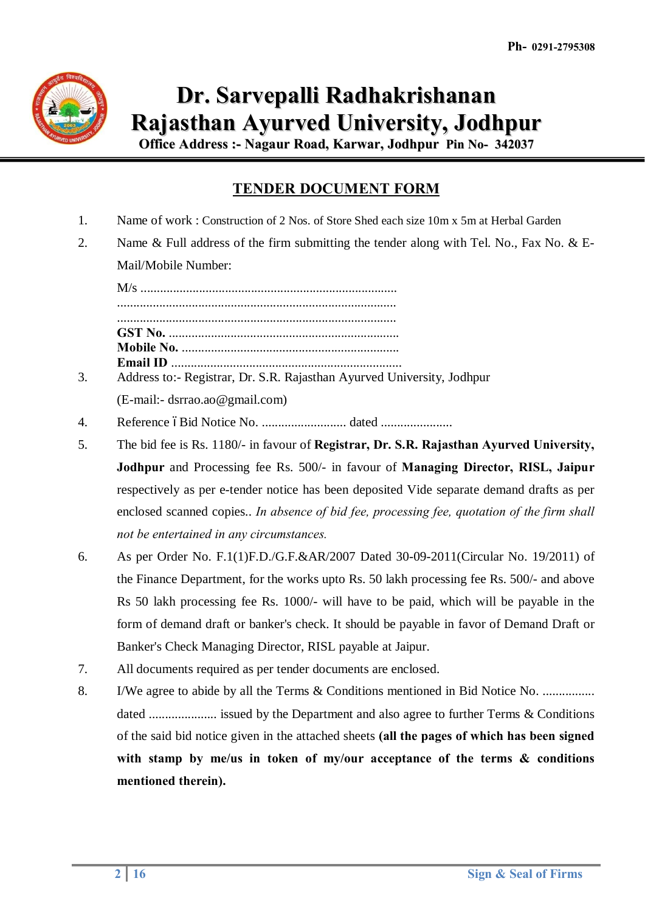Ph- 0291-2795308

# Dr. Sarvepalli Radhakrishanan Rajasthan Ayurved University, Jodhpur

**Office Address :- Nagaur Road, Karwar, Jodhpur Pin No- 342037**

## TENDER DOCUMENT FORM

1. Name of work : Construction of 2 Nos. of Store Shed each size 10m x 5m at Herbal Garden
2. Name & Full address of the firm submitting the tender along with Tel. No., Fax No. & E-Mail/Mobile Number:

   M/s ..............................................................................
   .....................................................................................
   .....................................................................................
   **GST No.** ......................................................................
   **Mobile No.** ..................................................................
   **Email ID** .......................................................................
3. Address to:- Registrar, Dr. S.R. Rajasthan Ayurved University, Jodhpur

   (E-mail:- dsrrao.ao@gmail.com)
4. Reference – Bid Notice No. .......................... dated ......................
5. The bid fee is Rs. 1180/- in favour of **Registrar, Dr. S.R. Rajasthan Ayurved University, Jodhpur** and Processing fee Rs. 500/- in favour of **Managing Director, RISL, Jaipur** respectively as per e-tender notice has been deposited Vide separate demand drafts as per enclosed scanned copies.. *In absence of bid fee, processing fee, quotation of the firm shall not be entertained in any circumstances.*
6. As per Order No. F.1(1)F.D./G.F.&AR/2007 Dated 30-09-2011(Circular No. 19/2011) of the Finance Department, for the works upto Rs. 50 lakh processing fee Rs. 500/- and above Rs 50 lakh processing fee Rs. 1000/- will have to be paid, which will be payable in the form of demand draft or banker's check. It should be payable in favor of Demand Draft or Banker's Check Managing Director, RISL payable at Jaipur.
7. All documents required as per tender documents are enclosed.
8. I/We agree to abide by all the Terms & Conditions mentioned in Bid Notice No. ................ dated ..................... issued by the Department and also agree to further Terms & Conditions of the said bid notice given in the attached sheets **(all the pages of which has been signed with stamp by me/us in token of my/our acceptance of the terms & conditions mentioned therein).**

Sign & Seal of Firms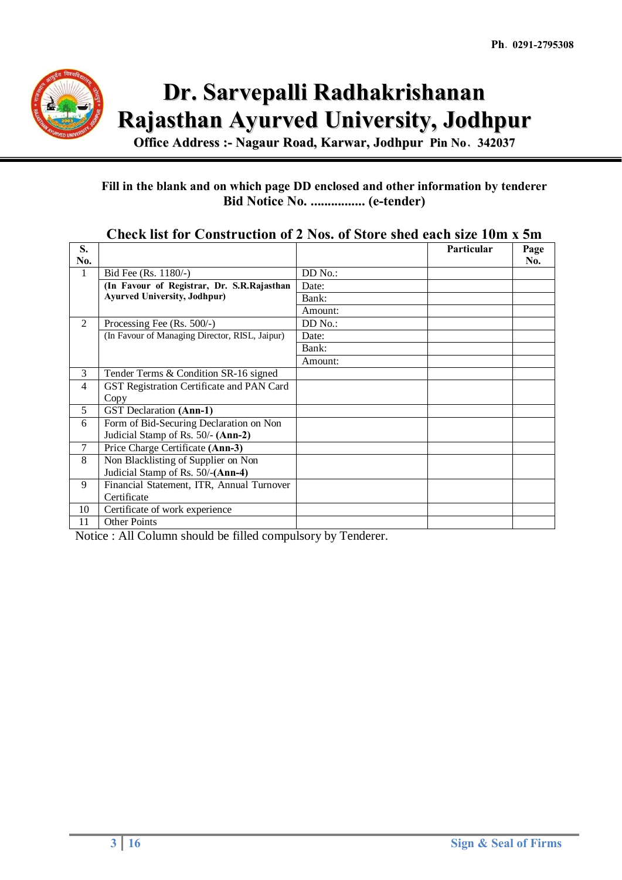Ph. 0291-2795308

# Dr. Sarvepalli Radhakrishanan Rajasthan Ayurved University, Jodhpur

**Office Address :- Nagaur Road, Karwar, Jodhpur Pin No. 342037**

**Fill in the blank and on which page DD enclosed and other information by tenderer**
**Bid Notice No. ................ (e-tender)**

## Check list for Construction of 2 Nos. of Store shed each size 10m x 5m

| S. No. | | | Particular | Page No. |
|---|---|---|---|---|
| 1 | Bid Fee (Rs. 1180/-) | DD No.: | | |
| | **(In Favour of Registrar, Dr. S.R.Rajasthan Ayurved University, Jodhpur)** | Date: | | |
| | | Bank: | | |
| | | Amount: | | |
| 2 | Processing Fee (Rs. 500/-) | DD No.: | | |
| | (In Favour of Managing Director, RISL, Jaipur) | Date: | | |
| | | Bank: | | |
| | | Amount: | | |
| 3 | Tender Terms & Condition SR-16 signed | | | |
| 4 | GST Registration Certificate and PAN Card Copy | | | |
| 5 | GST Declaration **(Ann-1)** | | | |
| 6 | Form of Bid-Securing Declaration on Non Judicial Stamp of Rs. 50/- **(Ann-2)** | | | |
| 7 | Price Charge Certificate **(Ann-3)** | | | |
| 8 | Non Blacklisting of Supplier on Non Judicial Stamp of Rs. 50/-**(Ann-4)** | | | |
| 9 | Financial Statement, ITR, Annual Turnover Certificate | | | |
| 10 | Certificate of work experience | | | |
| 11 | Other Points | | | |

Notice : All Column should be filled compulsory by Tenderer.

Sign & Seal of Firms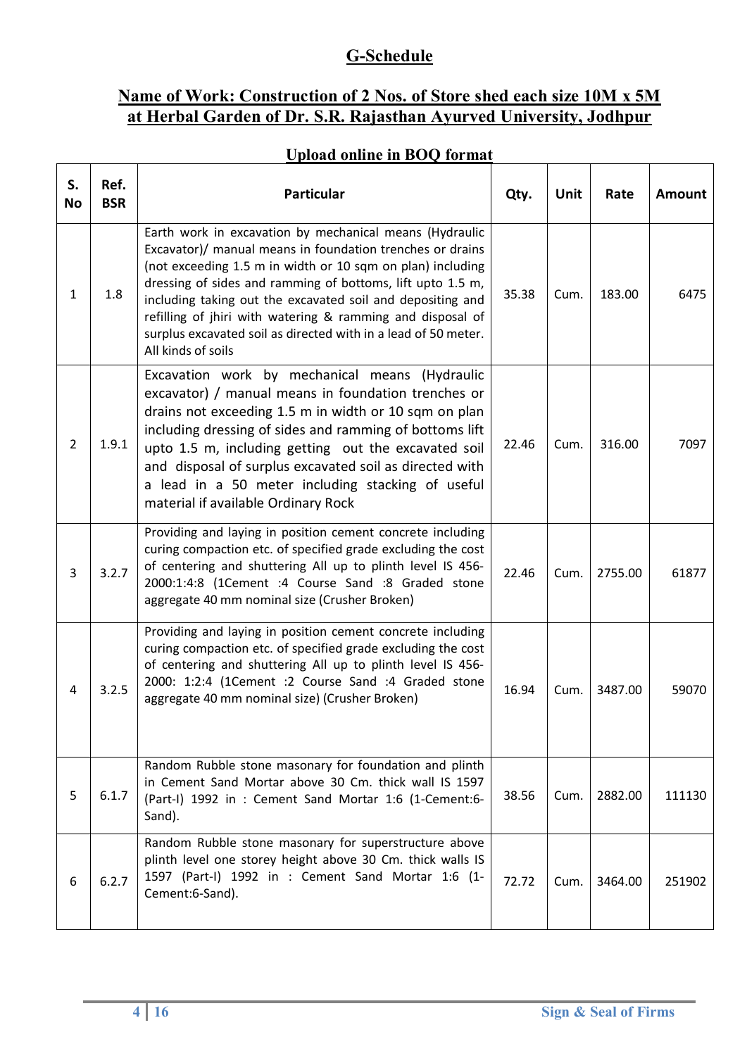## G-Schedule

## Name of Work: Construction of 2 Nos. of Store shed each size 10M x 5M at Herbal Garden of Dr. S.R. Rajasthan Ayurved University, Jodhpur

### Upload online in BOQ format

| S. No | Ref. BSR | Particular | Qty. | Unit | Rate | Amount |
|---|---|---|---|---|---|---|
| 1 | 1.8 | Earth work in excavation by mechanical means (Hydraulic Excavator)/ manual means in foundation trenches or drains (not exceeding 1.5 m in width or 10 sqm on plan) including dressing of sides and ramming of bottoms, lift upto 1.5 m, including taking out the excavated soil and depositing and refilling of jhiri with watering & ramming and disposal of surplus excavated soil as directed with in a lead of 50 meter. All kinds of soils | 35.38 | Cum. | 183.00 | 6475 |
| 2 | 1.9.1 | Excavation work by mechanical means (Hydraulic excavator) / manual means in foundation trenches or drains not exceeding 1.5 m in width or 10 sqm on plan including dressing of sides and ramming of bottoms lift upto 1.5 m, including getting out the excavated soil and disposal of surplus excavated soil as directed with a lead in a 50 meter including stacking of useful material if available Ordinary Rock | 22.46 | Cum. | 316.00 | 7097 |
| 3 | 3.2.7 | Providing and laying in position cement concrete including curing compaction etc. of specified grade excluding the cost of centering and shuttering All up to plinth level IS 456-2000:1:4:8 (1Cement :4 Course Sand :8 Graded stone aggregate 40 mm nominal size (Crusher Broken) | 22.46 | Cum. | 2755.00 | 61877 |
| 4 | 3.2.5 | Providing and laying in position cement concrete including curing compaction etc. of specified grade excluding the cost of centering and shuttering All up to plinth level IS 456-2000: 1:2:4 (1Cement :2 Course Sand :4 Graded stone aggregate 40 mm nominal size) (Crusher Broken) | 16.94 | Cum. | 3487.00 | 59070 |
| 5 | 6.1.7 | Random Rubble stone masonary for foundation and plinth in Cement Sand Mortar above 30 Cm. thick wall IS 1597 (Part-I) 1992 in : Cement Sand Mortar 1:6 (1-Cement:6-Sand). | 38.56 | Cum. | 2882.00 | 111130 |
| 6 | 6.2.7 | Random Rubble stone masonary for superstructure above plinth level one storey height above 30 Cm. thick walls IS 1597 (Part-I) 1992 in : Cement Sand Mortar 1:6 (1-Cement:6-Sand). | 72.72 | Cum. | 3464.00 | 251902 |

Sign & Seal of Firms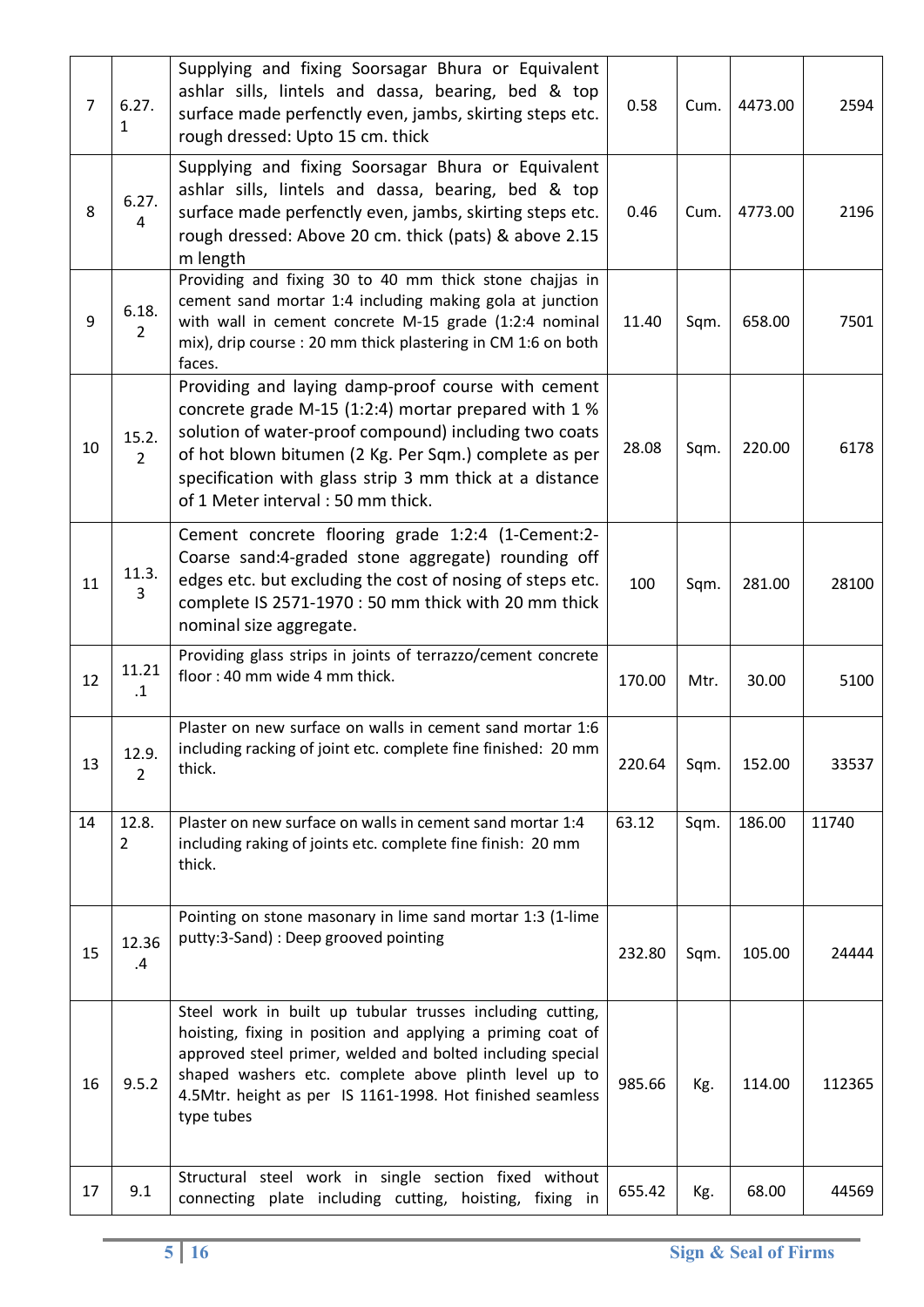| 7 | 6.27.1 | Supplying and fixing Soorsagar Bhura or Equivalent ashlar sills, lintels and dassa, bearing, bed & top surface made perfenctly even, jambs, skirting steps etc. rough dressed: Upto 15 cm. thick | 0.58 | Cum. | 4473.00 | 2594 |
|---|---|---|---|---|---|---|
| 8 | 6.27.4 | Supplying and fixing Soorsagar Bhura or Equivalent ashlar sills, lintels and dassa, bearing, bed & top surface made perfenctly even, jambs, skirting steps etc. rough dressed: Above 20 cm. thick (pats) & above 2.15 m length | 0.46 | Cum. | 4773.00 | 2196 |
| 9 | 6.18.2 | Providing and fixing 30 to 40 mm thick stone chajjas in cement sand mortar 1:4 including making gola at junction with wall in cement concrete M-15 grade (1:2:4 nominal mix), drip course : 20 mm thick plastering in CM 1:6 on both faces. | 11.40 | Sqm. | 658.00 | 7501 |
| 10 | 15.2.2 | Providing and laying damp-proof course with cement concrete grade M-15 (1:2:4) mortar prepared with 1 % solution of water-proof compound) including two coats of hot blown bitumen (2 Kg. Per Sqm.) complete as per specification with glass strip 3 mm thick at a distance of 1 Meter interval : 50 mm thick. | 28.08 | Sqm. | 220.00 | 6178 |
| 11 | 11.3.3 | Cement concrete flooring grade 1:2:4 (1-Cement:2-Coarse sand:4-graded stone aggregate) rounding off edges etc. but excluding the cost of nosing of steps etc. complete IS 2571-1970 : 50 mm thick with 20 mm thick nominal size aggregate. | 100 | Sqm. | 281.00 | 28100 |
| 12 | 11.21.1 | Providing glass strips in joints of terrazzo/cement concrete floor : 40 mm wide 4 mm thick. | 170.00 | Mtr. | 30.00 | 5100 |
| 13 | 12.9.2 | Plaster on new surface on walls in cement sand mortar 1:6 including racking of joint etc. complete fine finished: 20 mm thick. | 220.64 | Sqm. | 152.00 | 33537 |
| 14 | 12.8.2 | Plaster on new surface on walls in cement sand mortar 1:4 including raking of joints etc. complete fine finish: 20 mm thick. | 63.12 | Sqm. | 186.00 | 11740 |
| 15 | 12.36.4 | Pointing on stone masonary in lime sand mortar 1:3 (1-lime putty:3-Sand) : Deep grooved pointing | 232.80 | Sqm. | 105.00 | 24444 |
| 16 | 9.5.2 | Steel work in built up tubular trusses including cutting, hoisting, fixing in position and applying a priming coat of approved steel primer, welded and bolted including special shaped washers etc. complete above plinth level up to 4.5Mtr. height as per IS 1161-1998. Hot finished seamless type tubes | 985.66 | Kg. | 114.00 | 112365 |
| 17 | 9.1 | Structural steel work in single section fixed without connecting plate including cutting, hoisting, fixing in | 655.42 | Kg. | 68.00 | 44569 |

Sign & Seal of Firms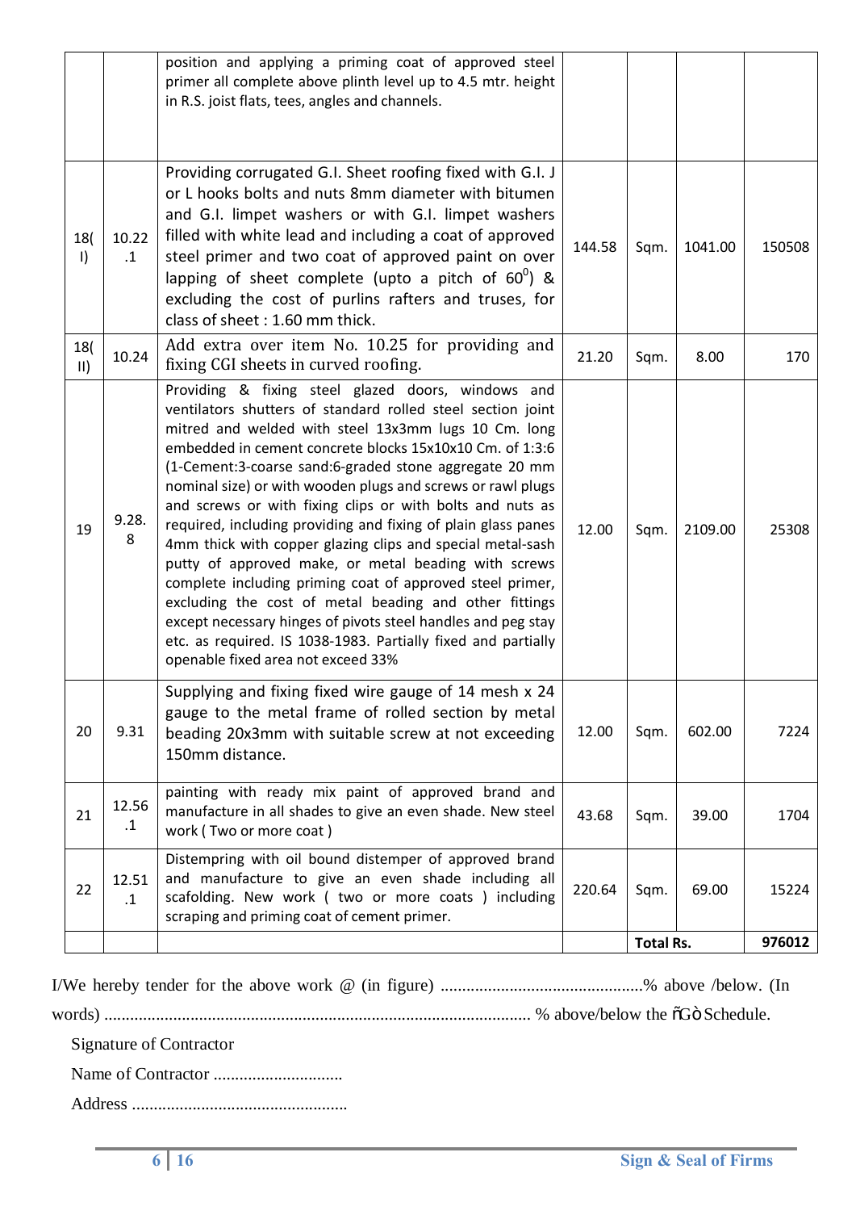| | | | | | | |
|---|---|---|---|---|---|---|
| | | position and applying a priming coat of approved steel primer all complete above plinth level up to 4.5 mtr. height in R.S. joist flats, tees, angles and channels. | | | | |
| 18(I) | 10.22.1 | Providing corrugated G.I. Sheet roofing fixed with G.I. J or L hooks bolts and nuts 8mm diameter with bitumen and G.I. limpet washers or with G.I. limpet washers filled with white lead and including a coat of approved steel primer and two coat of approved paint on over lapping of sheet complete (upto a pitch of $60^0$) & excluding the cost of purlins rafters and truses, for class of sheet : 1.60 mm thick. | 144.58 | Sqm. | 1041.00 | 150508 |
| 18(II) | 10.24 | Add extra over item No. 10.25 for providing and fixing CGI sheets in curved roofing. | 21.20 | Sqm. | 8.00 | 170 |
| 19 | 9.28.8 | Providing & fixing steel glazed doors, windows and ventilators shutters of standard rolled steel section joint mitred and welded with steel 13x3mm lugs 10 Cm. long embedded in cement concrete blocks 15x10x10 Cm. of 1:3:6 (1-Cement:3-coarse sand:6-graded stone aggregate 20 mm nominal size) or with wooden plugs and screws or rawl plugs and screws or with fixing clips or with bolts and nuts as required, including providing and fixing of plain glass panes 4mm thick with copper glazing clips and special metal-sash putty of approved make, or metal beading with screws complete including priming coat of approved steel primer, excluding the cost of metal beading and other fittings except necessary hinges of pivots steel handles and peg stay etc. as required. IS 1038-1983. Partially fixed and partially openable fixed area not exceed 33% | 12.00 | Sqm. | 2109.00 | 25308 |
| 20 | 9.31 | Supplying and fixing fixed wire gauge of 14 mesh x 24 gauge to the metal frame of rolled section by metal beading 20x3mm with suitable screw at not exceeding 150mm distance. | 12.00 | Sqm. | 602.00 | 7224 |
| 21 | 12.56.1 | painting with ready mix paint of approved brand and manufacture in all shades to give an even shade. New steel work ( Two or more coat ) | 43.68 | Sqm. | 39.00 | 1704 |
| 22 | 12.51.1 | Distempring with oil bound distemper of approved brand and manufacture to give an even shade including all scafolding. New work ( two or more coats ) including scraping and priming coat of cement primer. | 220.64 | Sqm. | 69.00 | 15224 |
| | | | | **Total Rs.** | | **976012** |

I/We hereby tender for the above work @ (in figure) ..............................................% above /below. (In words) .................................................................................................. % above/below the "G" Schedule.

Signature of Contractor

Name of Contractor .............................

Address .................................................

Sign & Seal of Firms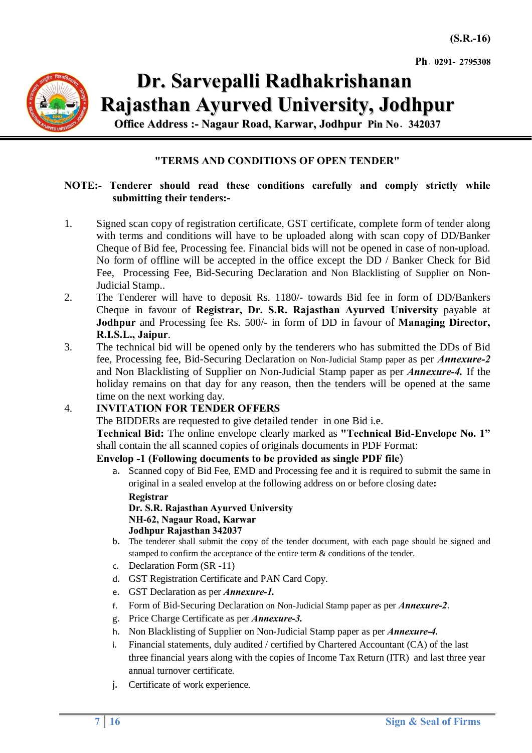(S.R.-16)

Ph. 0291- 2795308

# Dr. Sarvepalli Radhakrishanan Rajasthan Ayurved University, Jodhpur

**Office Address :- Nagaur Road, Karwar, Jodhpur Pin No. 342037**

## "TERMS AND CONDITIONS OF OPEN TENDER"

**NOTE:- Tenderer should read these conditions carefully and comply strictly while submitting their tenders:-**

1. Signed scan copy of registration certificate, GST certificate, complete form of tender along with terms and conditions will have to be uploaded along with scan copy of DD/Banker Cheque of Bid fee, Processing fee. Financial bids will not be opened in case of non-upload. No form of offline will be accepted in the office except the DD / Banker Check for Bid Fee, Processing Fee, Bid-Securing Declaration and Non Blacklisting of Supplier on Non-Judicial Stamp..
2. The Tenderer will have to deposit Rs. 1180/- towards Bid fee in form of DD/Bankers Cheque in favour of **Registrar, Dr. S.R. Rajasthan Ayurved University** payable at **Jodhpur** and Processing fee Rs. 500/- in form of DD in favour of **Managing Director, R.I.S.L., Jaipur**.
3. The technical bid will be opened only by the tenderers who has submitted the DDs of Bid fee, Processing fee, Bid-Securing Declaration on Non-Judicial Stamp paper as per ***Annexure-2*** and Non Blacklisting of Supplier on Non-Judicial Stamp paper as per ***Annexure-4.*** If the holiday remains on that day for any reason, then the tenders will be opened at the same time on the next working day.
4. **INVITATION FOR TENDER OFFERS**

   The BIDDERs are requested to give detailed tender in one Bid i.e.

   **Technical Bid:** The online envelope clearly marked as **"Technical Bid-Envelope No. 1"** shall contain the all scanned copies of originals documents in PDF Format:

   **Envelop -1 (Following documents to be provided as single PDF file)**

   a. Scanned copy of Bid Fee, EMD and Processing fee and it is required to submit the same in original in a sealed envelope at the following address on or before closing date**:**

      **Registrar**
      **Dr. S.R. Rajasthan Ayurved University**
      **NH-62, Nagaur Road, Karwar**
      **Jodhpur Rajasthan 342037**

   b. The tenderer shall submit the copy of the tender document, with each page should be signed and stamped to confirm the acceptance of the entire term & conditions of the tender.
   c. Declaration Form (SR -11)
   d. GST Registration Certificate and PAN Card Copy.
   e. GST Declaration as per ***Annexure-1.***
   f. Form of Bid-Securing Declaration on Non-Judicial Stamp paper as per ***Annexure-2***.
   g. Price Charge Certificate as per ***Annexure-3.***
   h. Non Blacklisting of Supplier on Non-Judicial Stamp paper as per ***Annexure-4.***
   i. Financial statements, duly audited / certified by Chartered Accountant (CA) of the last three financial years along with the copies of Income Tax Return (ITR) and last three year annual turnover certificate.
   j. Certificate of work experience.

Sign & Seal of Firms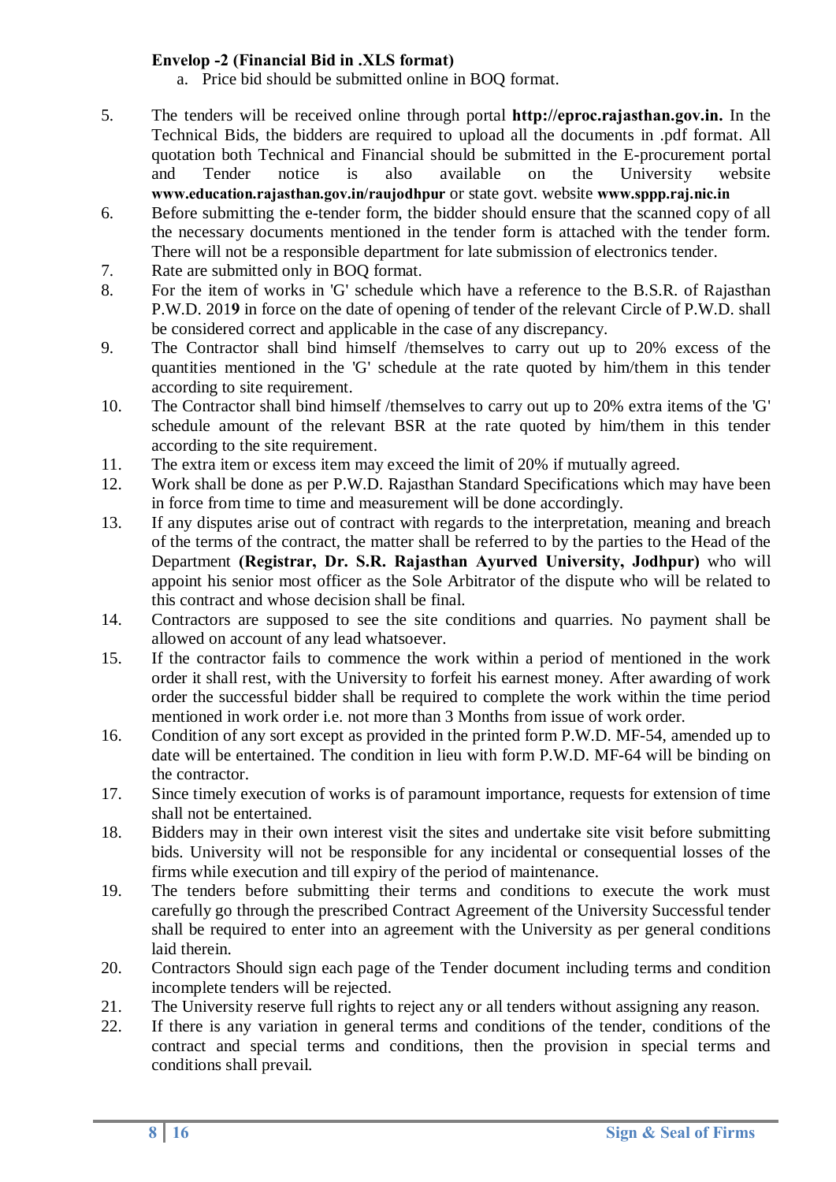**Envelop -2 (Financial Bid in .XLS format)**

a. Price bid should be submitted online in BOQ format.

5. The tenders will be received online through portal **http://eproc.rajasthan.gov.in.** In the Technical Bids, the bidders are required to upload all the documents in .pdf format. All quotation both Technical and Financial should be submitted in the E-procurement portal and Tender notice is also available on the University website **www.education.rajasthan.gov.in/raujodhpur** or state govt. website **www.sppp.raj.nic.in**
6. Before submitting the e-tender form, the bidder should ensure that the scanned copy of all the necessary documents mentioned in the tender form is attached with the tender form. There will not be a responsible department for late submission of electronics tender.
7. Rate are submitted only in BOQ format.
8. For the item of works in 'G' schedule which have a reference to the B.S.R. of Rajasthan P.W.D. 201**9** in force on the date of opening of tender of the relevant Circle of P.W.D. shall be considered correct and applicable in the case of any discrepancy.
9. The Contractor shall bind himself /themselves to carry out up to 20% excess of the quantities mentioned in the 'G' schedule at the rate quoted by him/them in this tender according to site requirement.
10. The Contractor shall bind himself /themselves to carry out up to 20% extra items of the 'G' schedule amount of the relevant BSR at the rate quoted by him/them in this tender according to the site requirement.
11. The extra item or excess item may exceed the limit of 20% if mutually agreed.
12. Work shall be done as per P.W.D. Rajasthan Standard Specifications which may have been in force from time to time and measurement will be done accordingly.
13. If any disputes arise out of contract with regards to the interpretation, meaning and breach of the terms of the contract, the matter shall be referred to by the parties to the Head of the Department **(Registrar, Dr. S.R. Rajasthan Ayurved University, Jodhpur)** who will appoint his senior most officer as the Sole Arbitrator of the dispute who will be related to this contract and whose decision shall be final.
14. Contractors are supposed to see the site conditions and quarries. No payment shall be allowed on account of any lead whatsoever.
15. If the contractor fails to commence the work within a period of mentioned in the work order it shall rest, with the University to forfeit his earnest money. After awarding of work order the successful bidder shall be required to complete the work within the time period mentioned in work order i.e. not more than 3 Months from issue of work order.
16. Condition of any sort except as provided in the printed form P.W.D. MF-54, amended up to date will be entertained. The condition in lieu with form P.W.D. MF-64 will be binding on the contractor.
17. Since timely execution of works is of paramount importance, requests for extension of time shall not be entertained.
18. Bidders may in their own interest visit the sites and undertake site visit before submitting bids. University will not be responsible for any incidental or consequential losses of the firms while execution and till expiry of the period of maintenance.
19. The tenders before submitting their terms and conditions to execute the work must carefully go through the prescribed Contract Agreement of the University Successful tender shall be required to enter into an agreement with the University as per general conditions laid therein.
20. Contractors Should sign each page of the Tender document including terms and condition incomplete tenders will be rejected.
21. The University reserve full rights to reject any or all tenders without assigning any reason.
22. If there is any variation in general terms and conditions of the tender, conditions of the contract and special terms and conditions, then the provision in special terms and conditions shall prevail.

**Sign & Seal of Firms**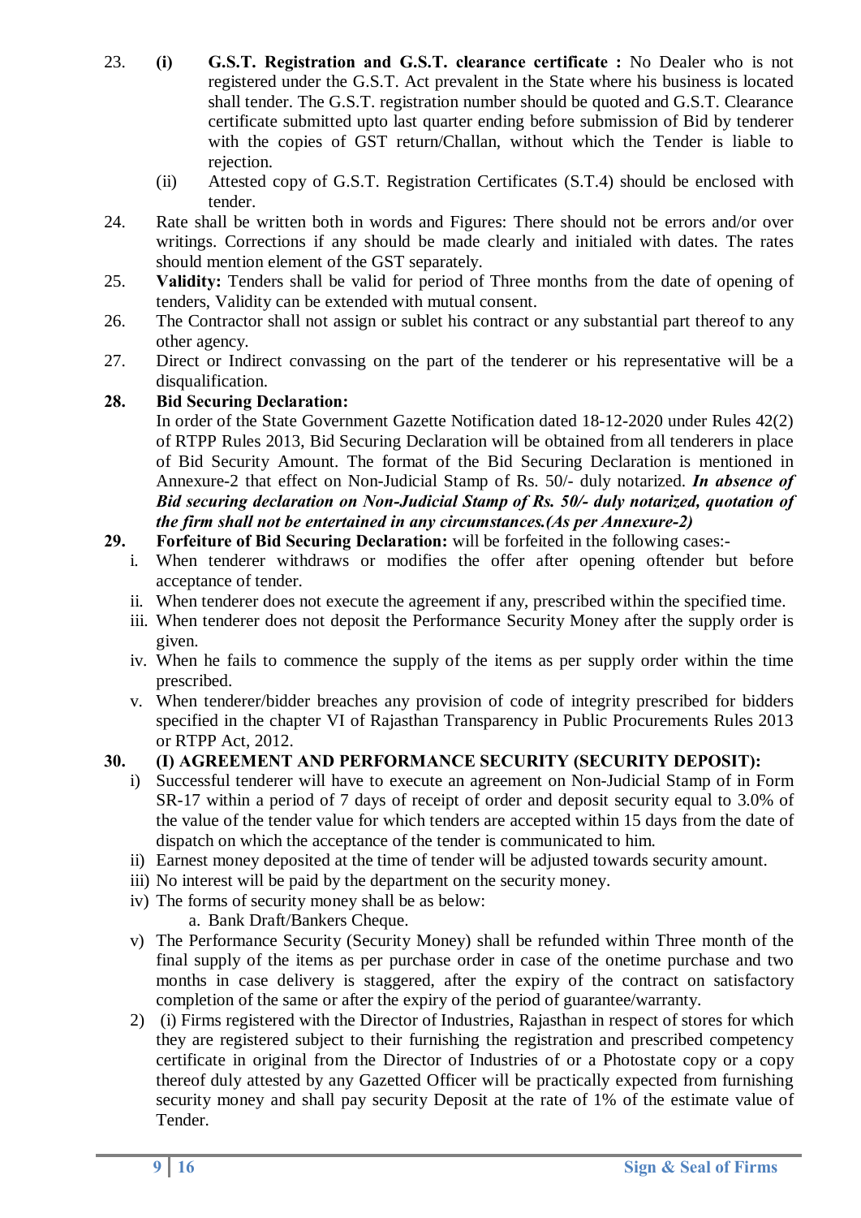23. **(i) G.S.T. Registration and G.S.T. clearance certificate :** No Dealer who is not registered under the G.S.T. Act prevalent in the State where his business is located shall tender. The G.S.T. registration number should be quoted and G.S.T. Clearance certificate submitted upto last quarter ending before submission of Bid by tenderer with the copies of GST return/Challan, without which the Tender is liable to rejection.

    (ii) Attested copy of G.S.T. Registration Certificates (S.T.4) should be enclosed with tender.

24. Rate shall be written both in words and Figures: There should not be errors and/or over writings. Corrections if any should be made clearly and initialed with dates. The rates should mention element of the GST separately.
25. **Validity:** Tenders shall be valid for period of Three months from the date of opening of tenders, Validity can be extended with mutual consent.
26. The Contractor shall not assign or sublet his contract or any substantial part thereof to any other agency.
27. Direct or Indirect convassing on the part of the tenderer or his representative will be a disqualification.
28. **Bid Securing Declaration:**

    In order of the State Government Gazette Notification dated 18-12-2020 under Rules 42(2) of RTPP Rules 2013, Bid Securing Declaration will be obtained from all tenderers in place of Bid Security Amount. The format of the Bid Securing Declaration is mentioned in Annexure-2 that effect on Non-Judicial Stamp of Rs. 50/- duly notarized. ***In absence of Bid securing declaration on Non-Judicial Stamp of Rs. 50/- duly notarized, quotation of the firm shall not be entertained in any circumstances.(As per Annexure-2)***

29. **Forfeiture of Bid Securing Declaration:** will be forfeited in the following cases:-
    i. When tenderer withdraws or modifies the offer after opening oftender but before acceptance of tender.
    ii. When tenderer does not execute the agreement if any, prescribed within the specified time.
    iii. When tenderer does not deposit the Performance Security Money after the supply order is given.
    iv. When he fails to commence the supply of the items as per supply order within the time prescribed.
    v. When tenderer/bidder breaches any provision of code of integrity prescribed for bidders specified in the chapter VI of Rajasthan Transparency in Public Procurements Rules 2013 or RTPP Act, 2012.

30. **(I) AGREEMENT AND PERFORMANCE SECURITY (SECURITY DEPOSIT):**
    i) Successful tenderer will have to execute an agreement on Non-Judicial Stamp of in Form SR-17 within a period of 7 days of receipt of order and deposit security equal to 3.0% of the value of the tender value for which tenders are accepted within 15 days from the date of dispatch on which the acceptance of the tender is communicated to him.
    ii) Earnest money deposited at the time of tender will be adjusted towards security amount.
    iii) No interest will be paid by the department on the security money.
    iv) The forms of security money shall be as below:
        a. Bank Draft/Bankers Cheque.
    v) The Performance Security (Security Money) shall be refunded within Three month of the final supply of the items as per purchase order in case of the onetime purchase and two months in case delivery is staggered, after the expiry of the contract on satisfactory completion of the same or after the expiry of the period of guarantee/warranty.

    2) (i) Firms registered with the Director of Industries, Rajasthan in respect of stores for which they are registered subject to their furnishing the registration and prescribed competency certificate in original from the Director of Industries of or a Photostate copy or a copy thereof duly attested by any Gazetted Officer will be practically expected from furnishing security money and shall pay security Deposit at the rate of 1% of the estimate value of Tender.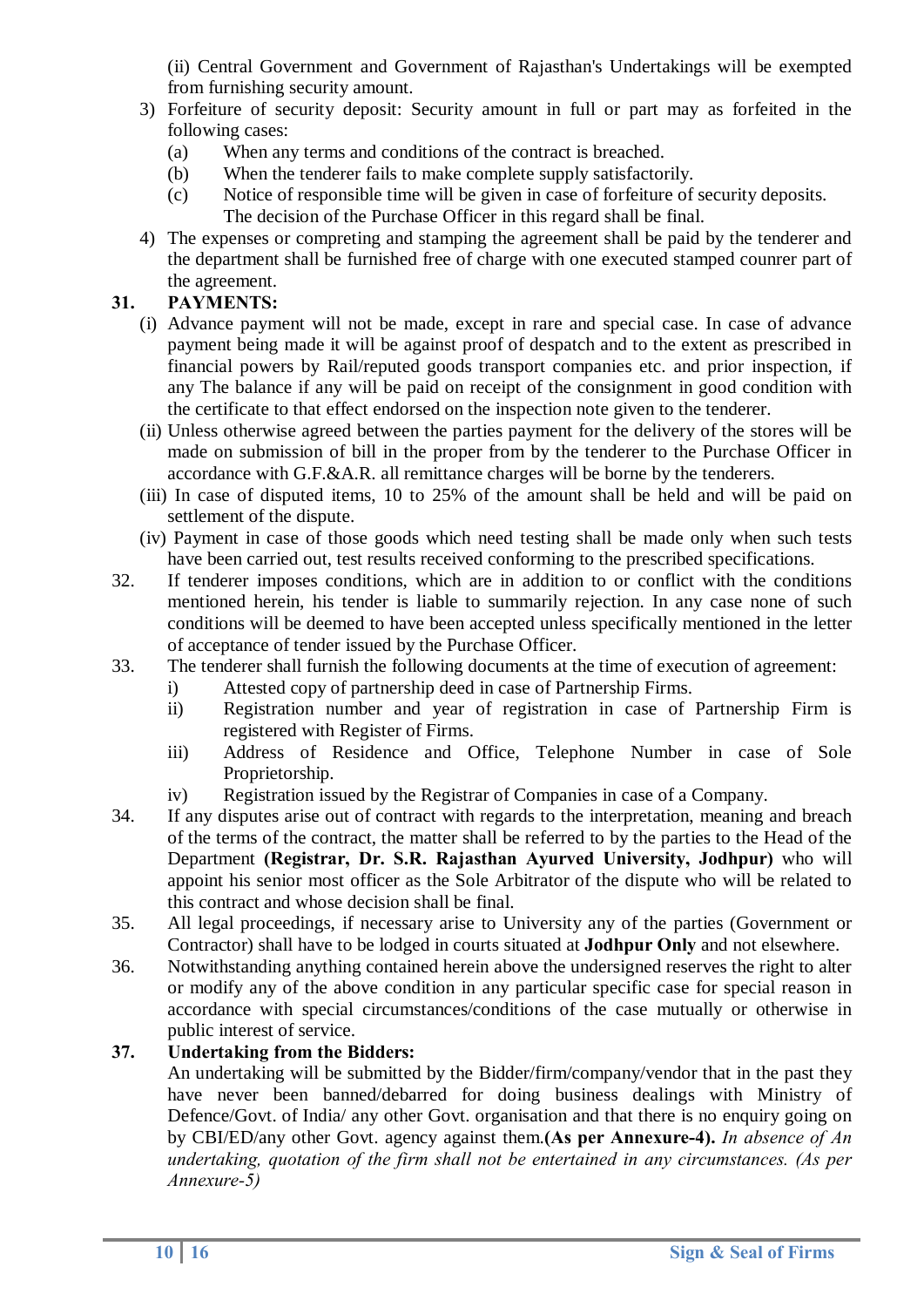(ii) Central Government and Government of Rajasthan's Undertakings will be exempted from furnishing security amount.

3) Forfeiture of security deposit: Security amount in full or part may as forfeited in the following cases:
   (a) When any terms and conditions of the contract is breached.
   (b) When the tenderer fails to make complete supply satisfactorily.
   (c) Notice of responsible time will be given in case of forfeiture of security deposits. The decision of the Purchase Officer in this regard shall be final.

4) The expenses or compreting and stamping the agreement shall be paid by the tenderer and the department shall be furnished free of charge with one executed stamped counrer part of the agreement.

**31. PAYMENTS:**

(i) Advance payment will not be made, except in rare and special case. In case of advance payment being made it will be against proof of despatch and to the extent as prescribed in financial powers by Rail/reputed goods transport companies etc. and prior inspection, if any The balance if any will be paid on receipt of the consignment in good condition with the certificate to that effect endorsed on the inspection note given to the tenderer.

(ii) Unless otherwise agreed between the parties payment for the delivery of the stores will be made on submission of bill in the proper from by the tenderer to the Purchase Officer in accordance with G.F.&A.R. all remittance charges will be borne by the tenderers.

(iii) In case of disputed items, 10 to 25% of the amount shall be held and will be paid on settlement of the dispute.

(iv) Payment in case of those goods which need testing shall be made only when such tests have been carried out, test results received conforming to the prescribed specifications.

32. If tenderer imposes conditions, which are in addition to or conflict with the conditions mentioned herein, his tender is liable to summarily rejection. In any case none of such conditions will be deemed to have been accepted unless specifically mentioned in the letter of acceptance of tender issued by the Purchase Officer.

33. The tenderer shall furnish the following documents at the time of execution of agreement:
   i) Attested copy of partnership deed in case of Partnership Firms.
   ii) Registration number and year of registration in case of Partnership Firm is registered with Register of Firms.
   iii) Address of Residence and Office, Telephone Number in case of Sole Proprietorship.
   iv) Registration issued by the Registrar of Companies in case of a Company.

34. If any disputes arise out of contract with regards to the interpretation, meaning and breach of the terms of the contract, the matter shall be referred to by the parties to the Head of the Department **(Registrar, Dr. S.R. Rajasthan Ayurved University, Jodhpur)** who will appoint his senior most officer as the Sole Arbitrator of the dispute who will be related to this contract and whose decision shall be final.

35. All legal proceedings, if necessary arise to University any of the parties (Government or Contractor) shall have to be lodged in courts situated at **Jodhpur Only** and not elsewhere.

36. Notwithstanding anything contained herein above the undersigned reserves the right to alter or modify any of the above condition in any particular specific case for special reason in accordance with special circumstances/conditions of the case mutually or otherwise in public interest of service.

**37. Undertaking from the Bidders:**

An undertaking will be submitted by the Bidder/firm/company/vendor that in the past they have never been banned/debarred for doing business dealings with Ministry of Defence/Govt. of India/ any other Govt. organisation and that there is no enquiry going on by CBI/ED/any other Govt. agency against them.**(As per Annexure-4).** *In absence of An undertaking, quotation of the firm shall not be entertained in any circumstances. (As per Annexure-5)*

Sign & Seal of Firms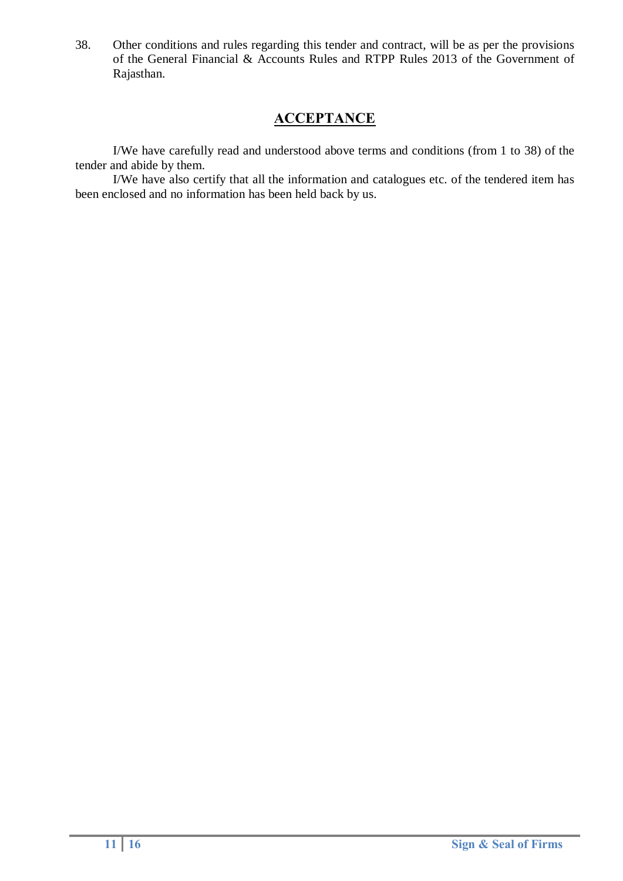38. Other conditions and rules regarding this tender and contract, will be as per the provisions of the General Financial & Accounts Rules and RTPP Rules 2013 of the Government of Rajasthan.

## ACCEPTANCE

I/We have carefully read and understood above terms and conditions (from 1 to 38) of the tender and abide by them.

I/We have also certify that all the information and catalogues etc. of the tendered item has been enclosed and no information has been held back by us.

**Sign & Seal of Firms**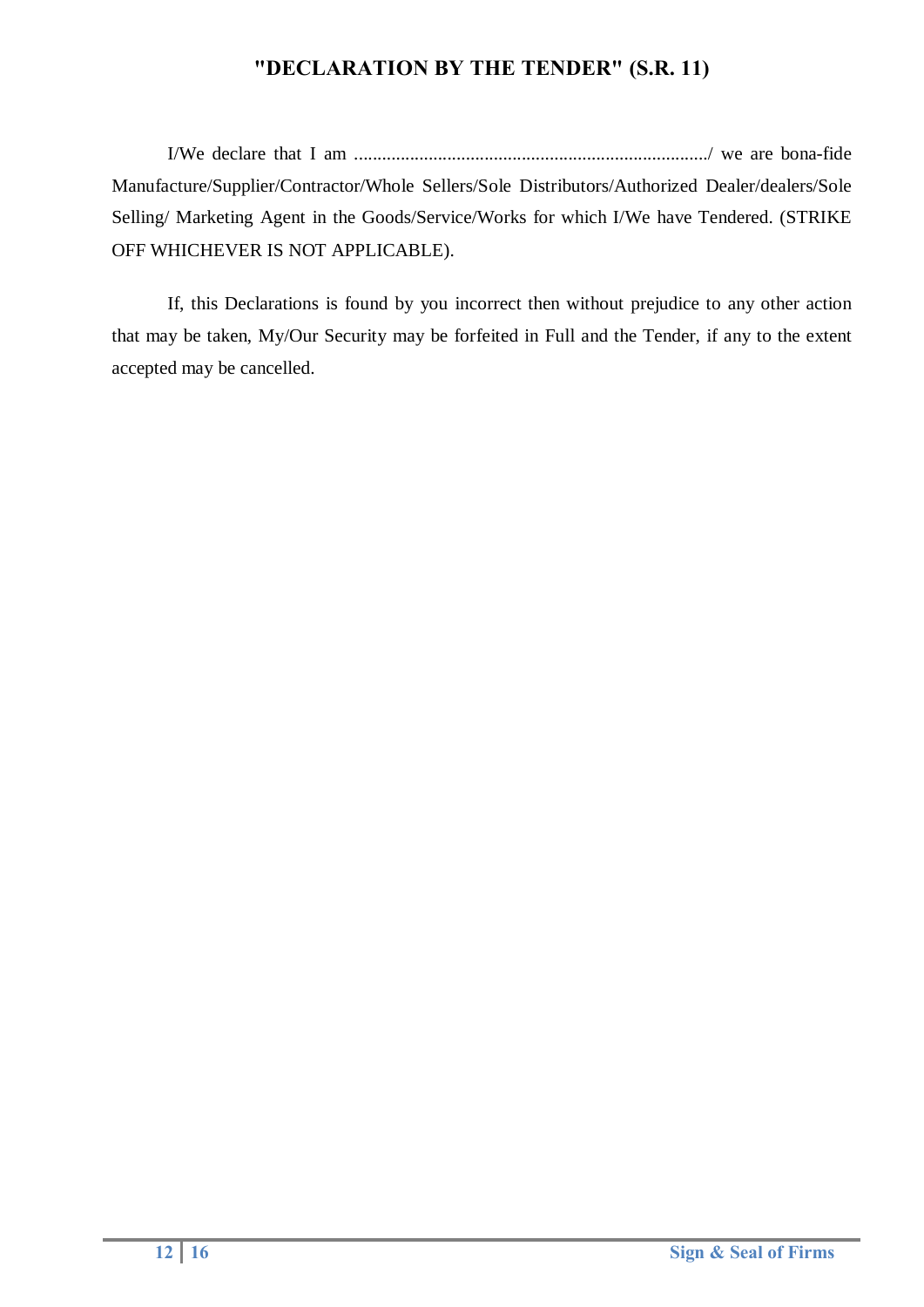## "DECLARATION BY THE TENDER" (S.R. 11)

I/We declare that I am ............................................................................/ we are bona-fide Manufacture/Supplier/Contractor/Whole Sellers/Sole Distributors/Authorized Dealer/dealers/Sole Selling/ Marketing Agent in the Goods/Service/Works for which I/We have Tendered. (STRIKE OFF WHICHEVER IS NOT APPLICABLE).

If, this Declarations is found by you incorrect then without prejudice to any other action that may be taken, My/Our Security may be forfeited in Full and the Tender, if any to the extent accepted may be cancelled.

**Sign & Seal of Firms**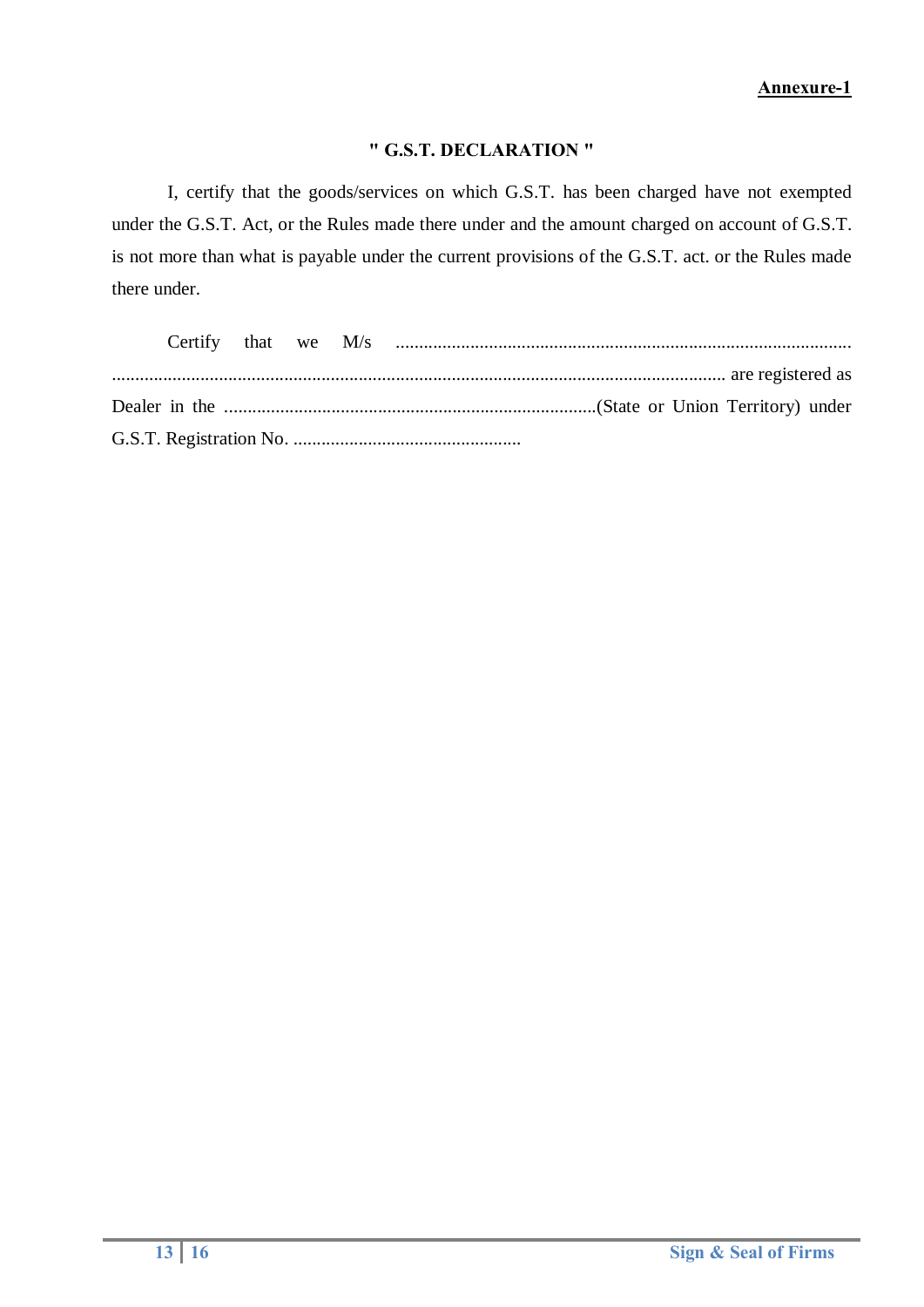**Annexure-1**

**" G.S.T. DECLARATION "**

I, certify that the goods/services on which G.S.T. has been charged have not exempted under the G.S.T. Act, or the Rules made there under and the amount charged on account of G.S.T. is not more than what is payable under the current provisions of the G.S.T. act. or the Rules made there under.

Certify that we M/s .................................................................................................. .................................................................................................................................. are registered as Dealer in the ................................................................................(State or Union Territory) under G.S.T. Registration No. .................................................

Sign & Seal of Firms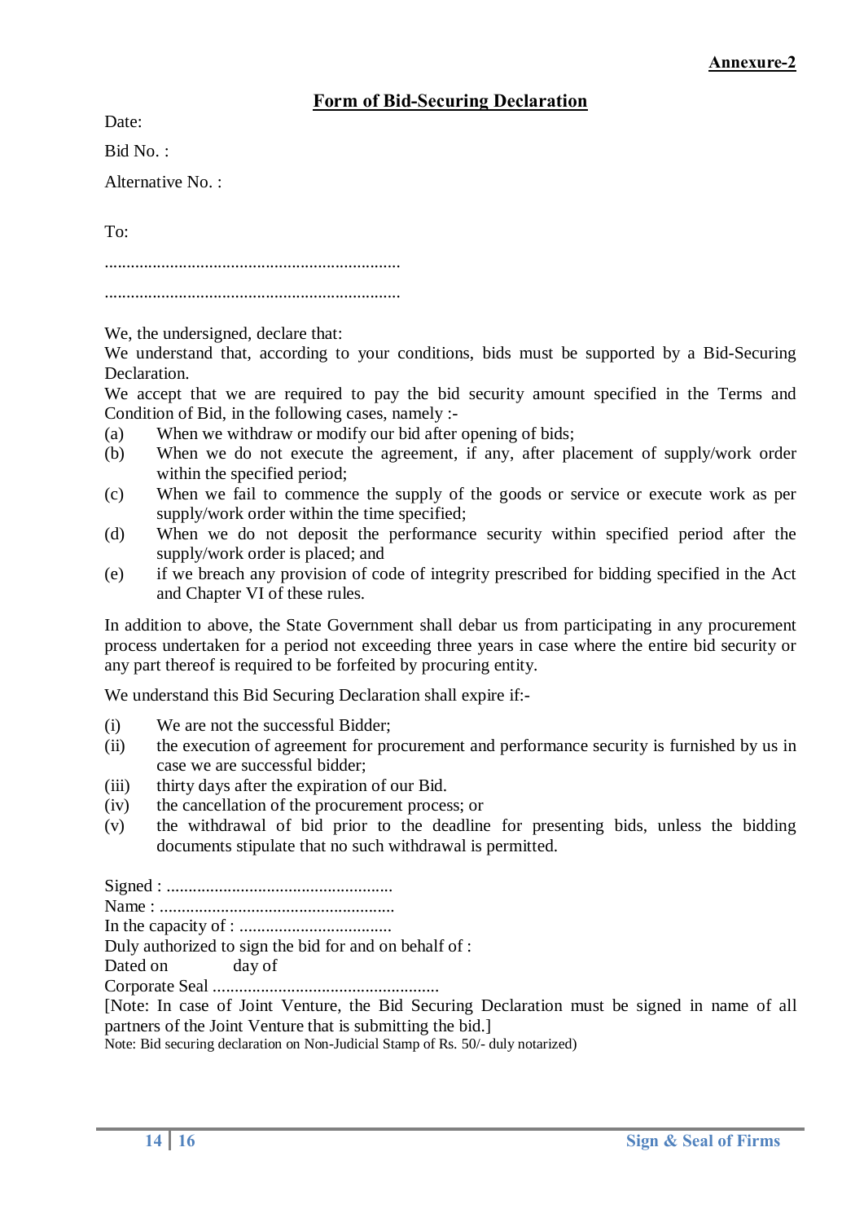**Annexure-2**

## Form of Bid-Securing Declaration

Date:

Bid No. :

Alternative No. :

To:

....................................................................

....................................................................

We, the undersigned, declare that:

We understand that, according to your conditions, bids must be supported by a Bid-Securing Declaration.

We accept that we are required to pay the bid security amount specified in the Terms and Condition of Bid, in the following cases, namely :-

(a) When we withdraw or modify our bid after opening of bids;

(b) When we do not execute the agreement, if any, after placement of supply/work order within the specified period;

(c) When we fail to commence the supply of the goods or service or execute work as per supply/work order within the time specified;

(d) When we do not deposit the performance security within specified period after the supply/work order is placed; and

(e) if we breach any provision of code of integrity prescribed for bidding specified in the Act and Chapter VI of these rules.

In addition to above, the State Government shall debar us from participating in any procurement process undertaken for a period not exceeding three years in case where the entire bid security or any part thereof is required to be forfeited by procuring entity.

We understand this Bid Securing Declaration shall expire if:-

(i) We are not the successful Bidder;

(ii) the execution of agreement for procurement and performance security is furnished by us in case we are successful bidder;

(iii) thirty days after the expiration of our Bid.

(iv) the cancellation of the procurement process; or

(v) the withdrawal of bid prior to the deadline for presenting bids, unless the bidding documents stipulate that no such withdrawal is permitted.

Signed : ....................................................

Name : ......................................................

In the capacity of : ...................................

Duly authorized to sign the bid for and on behalf of :

Dated on day of

Corporate Seal ....................................................

[Note: In case of Joint Venture, the Bid Securing Declaration must be signed in name of all partners of the Joint Venture that is submitting the bid.]

Note: Bid securing declaration on Non-Judicial Stamp of Rs. 50/- duly notarized)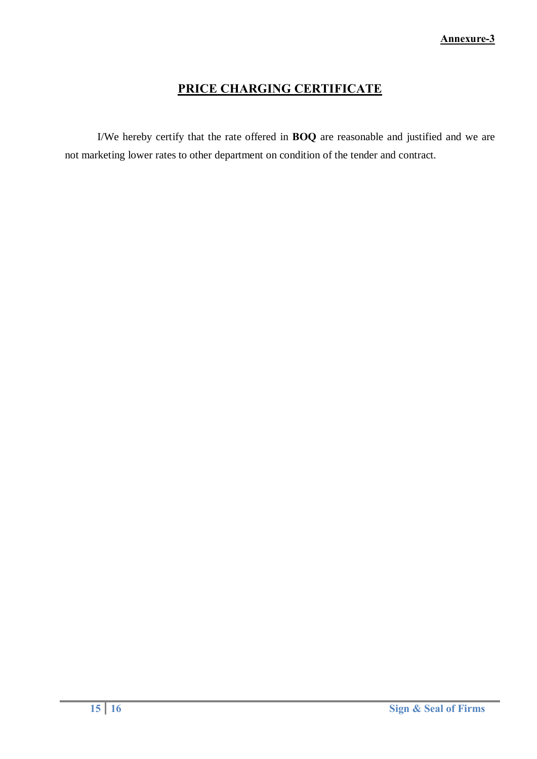**Annexure-3**

# PRICE CHARGING CERTIFICATE

I/We hereby certify that the rate offered in **BOQ** are reasonable and justified and we are not marketing lower rates to other department on condition of the tender and contract.

**Sign & Seal of Firms**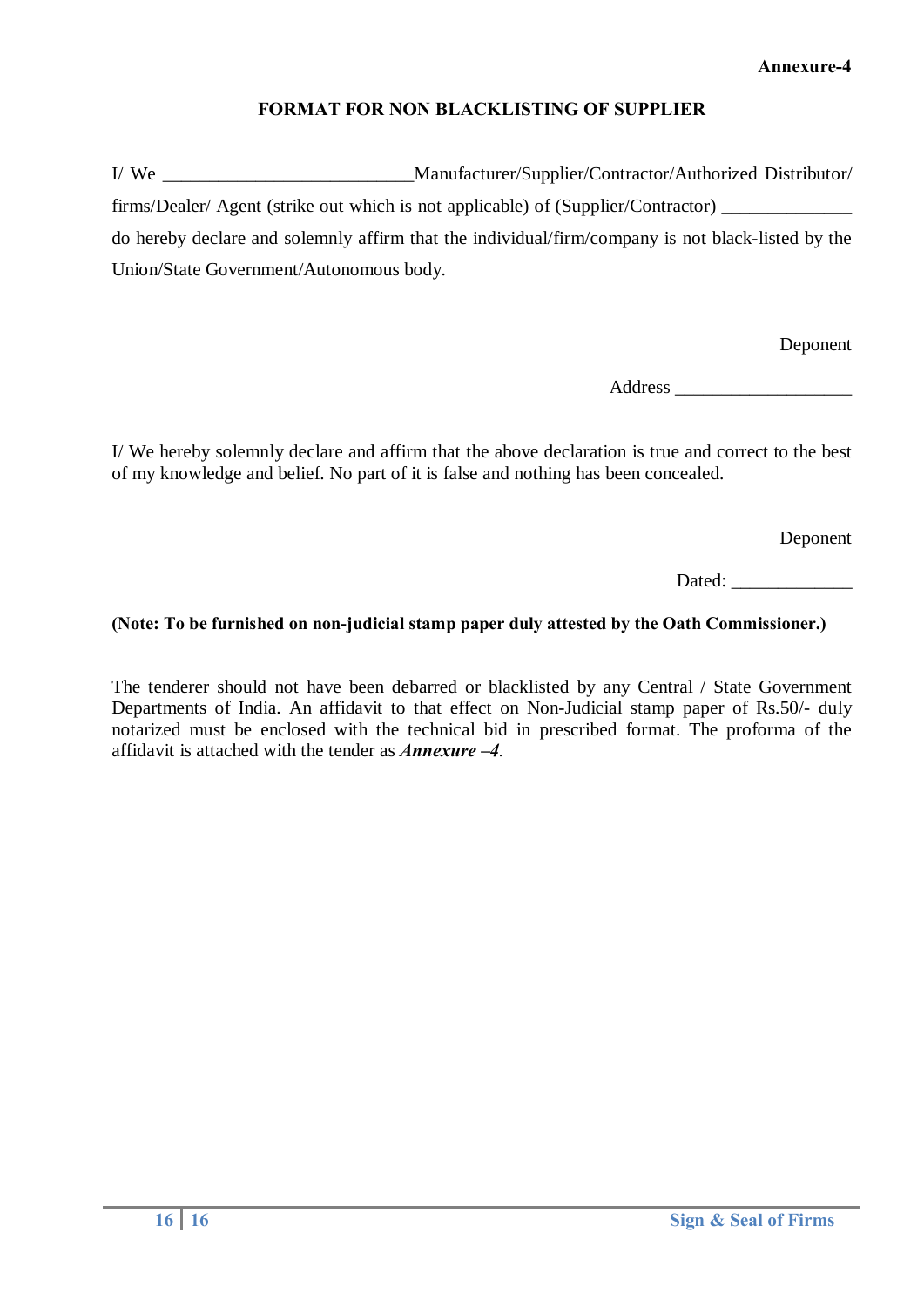**Annexure-4**

## FORMAT FOR NON BLACKLISTING OF SUPPLIER

I/ We ___________________________Manufacturer/Supplier/Contractor/Authorized Distributor/ firms/Dealer/ Agent (strike out which is not applicable) of (Supplier/Contractor) ______________ do hereby declare and solemnly affirm that the individual/firm/company is not black-listed by the Union/State Government/Autonomous body.

Deponent

Address ___________________

I/ We hereby solemnly declare and affirm that the above declaration is true and correct to the best of my knowledge and belief. No part of it is false and nothing has been concealed.

Deponent

Dated: _____________

**(Note: To be furnished on non-judicial stamp paper duly attested by the Oath Commissioner.)**

The tenderer should not have been debarred or blacklisted by any Central / State Government Departments of India. An affidavit to that effect on Non-Judicial stamp paper of Rs.50/- duly notarized must be enclosed with the technical bid in prescribed format. The proforma of the affidavit is attached with the tender as ***Annexure –4***.

Sign & Seal of Firms